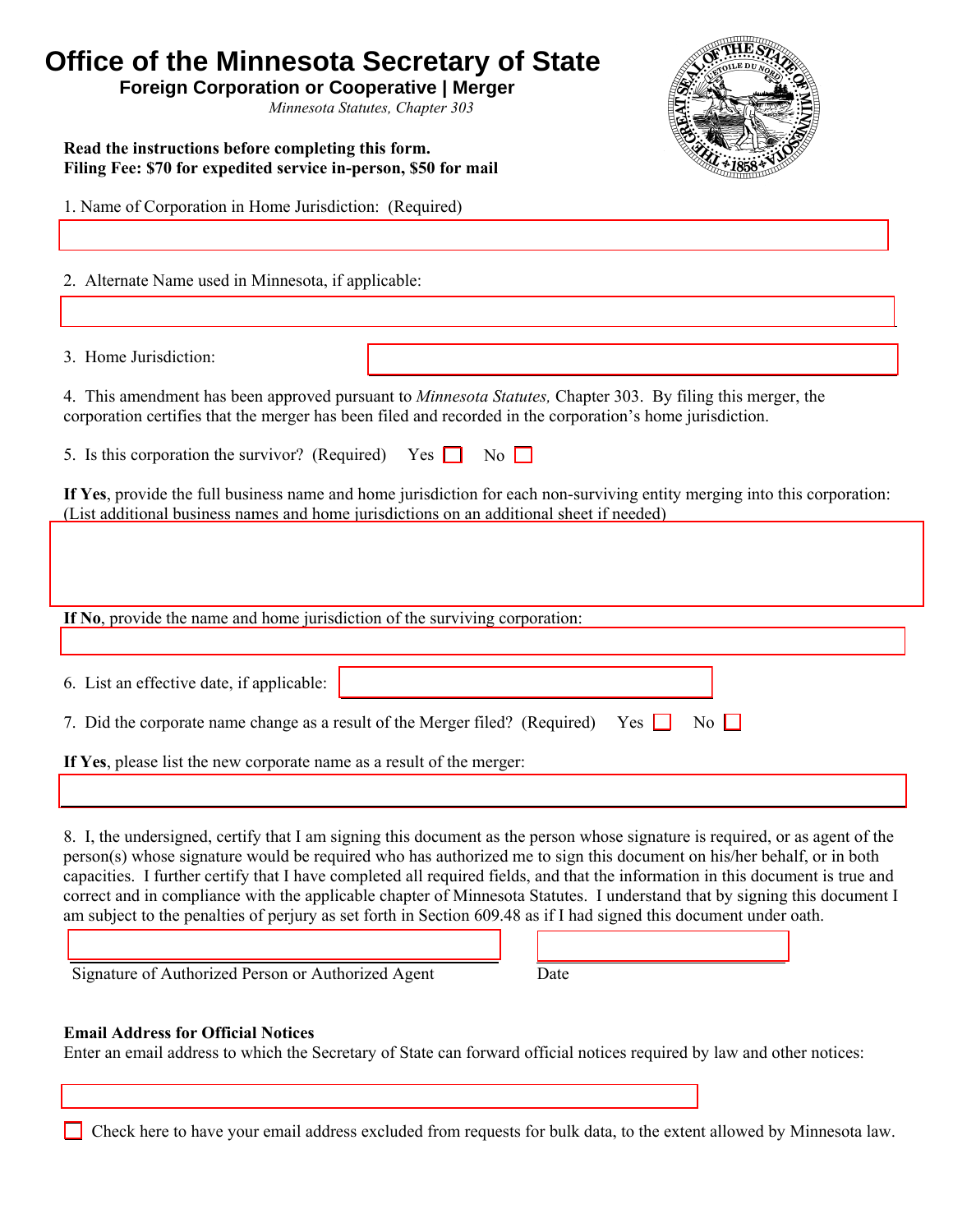# Office of the Minnesota Secretary of State

## Foreign Corporation or Cooperative | Merger

*Minnesota Statutes, Chapter 303*

**Read the instructions before completing this form.**
**Filing Fee: $70 for expedited service in-person, $50 for mail**

1. Name of Corporation in Home Jurisdiction: (Required)

2. Alternate Name used in Minnesota, if applicable:

3. Home Jurisdiction:

4. This amendment has been approved pursuant to *Minnesota Statutes,* Chapter 303. By filing this merger, the corporation certifies that the merger has been filed and recorded in the corporation's home jurisdiction.

5. Is this corporation the survivor? (Required) Yes ☐ No ☐

**If Yes**, provide the full business name and home jurisdiction for each non-surviving entity merging into this corporation: (List additional business names and home jurisdictions on an additional sheet if needed)

**If No**, provide the name and home jurisdiction of the surviving corporation:

6. List an effective date, if applicable:

7. Did the corporate name change as a result of the Merger filed? (Required) Yes ☐ No ☐

**If Yes**, please list the new corporate name as a result of the merger:

8. I, the undersigned, certify that I am signing this document as the person whose signature is required, or as agent of the person(s) whose signature would be required who has authorized me to sign this document on his/her behalf, or in both capacities. I further certify that I have completed all required fields, and that the information in this document is true and correct and in compliance with the applicable chapter of Minnesota Statutes. I understand that by signing this document I am subject to the penalties of perjury as set forth in Section 609.48 as if I had signed this document under oath.

Signature of Authorized Person or Authorized Agent

Date

**Email Address for Official Notices**
Enter an email address to which the Secretary of State can forward official notices required by law and other notices:

☐ Check here to have your email address excluded from requests for bulk data, to the extent allowed by Minnesota law.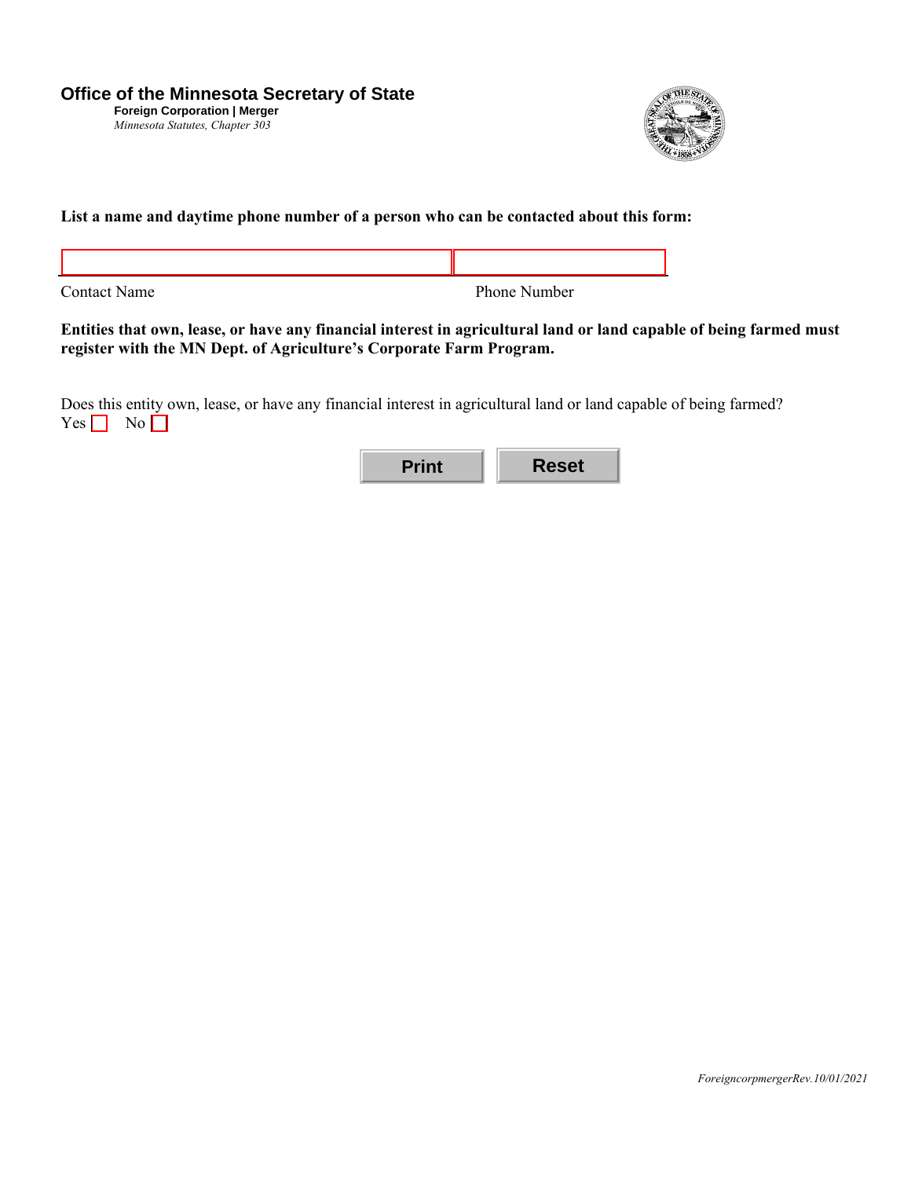# Office of the Minnesota Secretary of State

**Foreign Corporation | Merger**

*Minnesota Statutes, Chapter 303*

**List a name and daytime phone number of a person who can be contacted about this form:**

| Contact Name | Phone Number |
|---|---|
| | |

**Entities that own, lease, or have any financial interest in agricultural land or land capable of being farmed must register with the MN Dept. of Agriculture's Corporate Farm Program.**

Does this entity own, lease, or have any financial interest in agricultural land or land capable of being farmed?

Yes ☐ No ☐

Print | Reset

*ForeigncorpmergerRev.10/01/2021*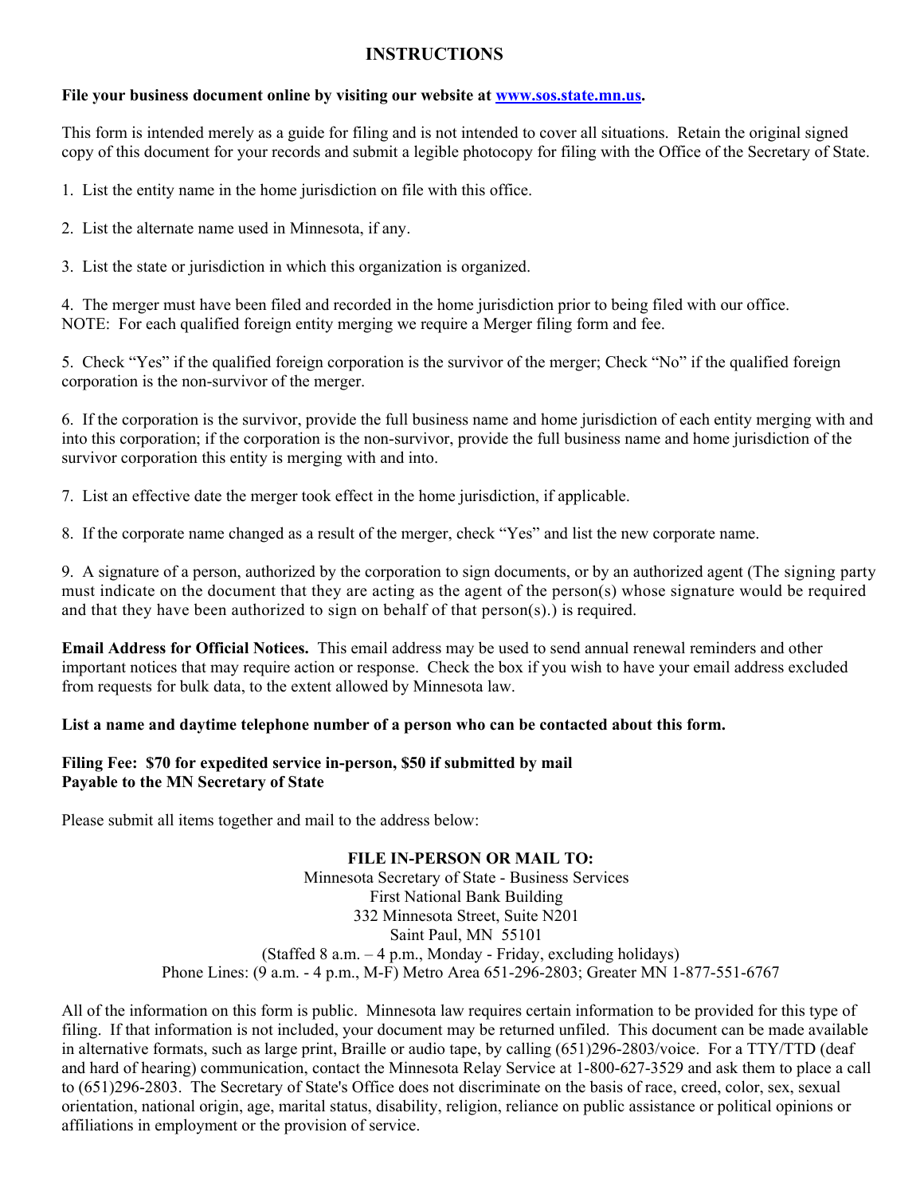# INSTRUCTIONS

**File your business document online by visiting our website at www.sos.state.mn.us.**

This form is intended merely as a guide for filing and is not intended to cover all situations. Retain the original signed copy of this document for your records and submit a legible photocopy for filing with the Office of the Secretary of State.

1. List the entity name in the home jurisdiction on file with this office.

2. List the alternate name used in Minnesota, if any.

3. List the state or jurisdiction in which this organization is organized.

4. The merger must have been filed and recorded in the home jurisdiction prior to being filed with our office.
NOTE: For each qualified foreign entity merging we require a Merger filing form and fee.

5. Check "Yes" if the qualified foreign corporation is the survivor of the merger; Check "No" if the qualified foreign corporation is the non-survivor of the merger.

6. If the corporation is the survivor, provide the full business name and home jurisdiction of each entity merging with and into this corporation; if the corporation is the non-survivor, provide the full business name and home jurisdiction of the survivor corporation this entity is merging with and into.

7. List an effective date the merger took effect in the home jurisdiction, if applicable.

8. If the corporate name changed as a result of the merger, check "Yes" and list the new corporate name.

9. A signature of a person, authorized by the corporation to sign documents, or by an authorized agent (The signing party must indicate on the document that they are acting as the agent of the person(s) whose signature would be required and that they have been authorized to sign on behalf of that person(s).) is required.

**Email Address for Official Notices.** This email address may be used to send annual renewal reminders and other important notices that may require action or response. Check the box if you wish to have your email address excluded from requests for bulk data, to the extent allowed by Minnesota law.

**List a name and daytime telephone number of a person who can be contacted about this form.**

**Filing Fee: $70 for expedited service in-person, $50 if submitted by mail**
**Payable to the MN Secretary of State**

Please submit all items together and mail to the address below:

**FILE IN-PERSON OR MAIL TO:**

Minnesota Secretary of State - Business Services
First National Bank Building
332 Minnesota Street, Suite N201
Saint Paul, MN 55101
(Staffed 8 a.m. – 4 p.m., Monday - Friday, excluding holidays)
Phone Lines: (9 a.m. - 4 p.m., M-F) Metro Area 651-296-2803; Greater MN 1-877-551-6767

All of the information on this form is public. Minnesota law requires certain information to be provided for this type of filing. If that information is not included, your document may be returned unfiled. This document can be made available in alternative formats, such as large print, Braille or audio tape, by calling (651)296-2803/voice. For a TTY/TTD (deaf and hard of hearing) communication, contact the Minnesota Relay Service at 1-800-627-3529 and ask them to place a call to (651)296-2803. The Secretary of State's Office does not discriminate on the basis of race, creed, color, sex, sexual orientation, national origin, age, marital status, disability, religion, reliance on public assistance or political opinions or affiliations in employment or the provision of service.